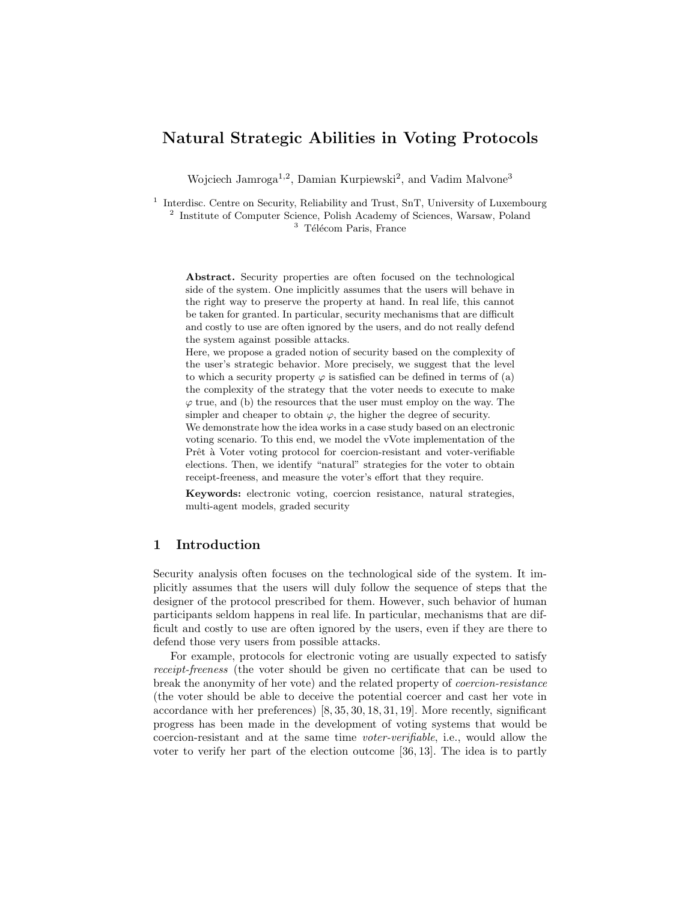# Natural Strategic Abilities in Voting Protocols

Wojciech Jamroga[1,2], Damian Kurpiewski[2], and Vadim Malvone[3]

[1] Interdisc. Centre on Security, Reliability and Trust, SnT, University of Luxembourg
[2] Institute of Computer Science, Polish Academy of Sciences, Warsaw, Poland
[3] Télécom Paris, France

**Abstract.** Security properties are often focused on the technological side of the system. One implicitly assumes that the users will behave in the right way to preserve the property at hand. In real life, this cannot be taken for granted. In particular, security mechanisms that are difficult and costly to use are often ignored by the users, and do not really defend the system against possible attacks.
Here, we propose a graded notion of security based on the complexity of the user's strategic behavior. More precisely, we suggest that the level to which a security property $\varphi$ is satisfied can be defined in terms of (a) the complexity of the strategy that the voter needs to execute to make $\varphi$ true, and (b) the resources that the user must employ on the way. The simpler and cheaper to obtain $\varphi$, the higher the degree of security.
We demonstrate how the idea works in a case study based on an electronic voting scenario. To this end, we model the vVote implementation of the Prêt à Voter voting protocol for coercion-resistant and voter-verifiable elections. Then, we identify "natural" strategies for the voter to obtain receipt-freeness, and measure the voter's effort that they require.

**Keywords:** electronic voting, coercion resistance, natural strategies, multi-agent models, graded security

## 1 Introduction

Security analysis often focuses on the technological side of the system. It implicitly assumes that the users will duly follow the sequence of steps that the designer of the protocol prescribed for them. However, such behavior of human participants seldom happens in real life. In particular, mechanisms that are difficult and costly to use are often ignored by the users, even if they are there to defend those very users from possible attacks.

For example, protocols for electronic voting are usually expected to satisfy *receipt-freeness* (the voter should be given no certificate that can be used to break the anonymity of her vote) and the related property of *coercion-resistance* (the voter should be able to deceive the potential coercer and cast her vote in accordance with her preferences) [8, 35, 30, 18, 31, 19]. More recently, significant progress has been made in the development of voting systems that would be coercion-resistant and at the same time *voter-verifiable*, i.e., would allow the voter to verify her part of the election outcome [36, 13]. The idea is to partly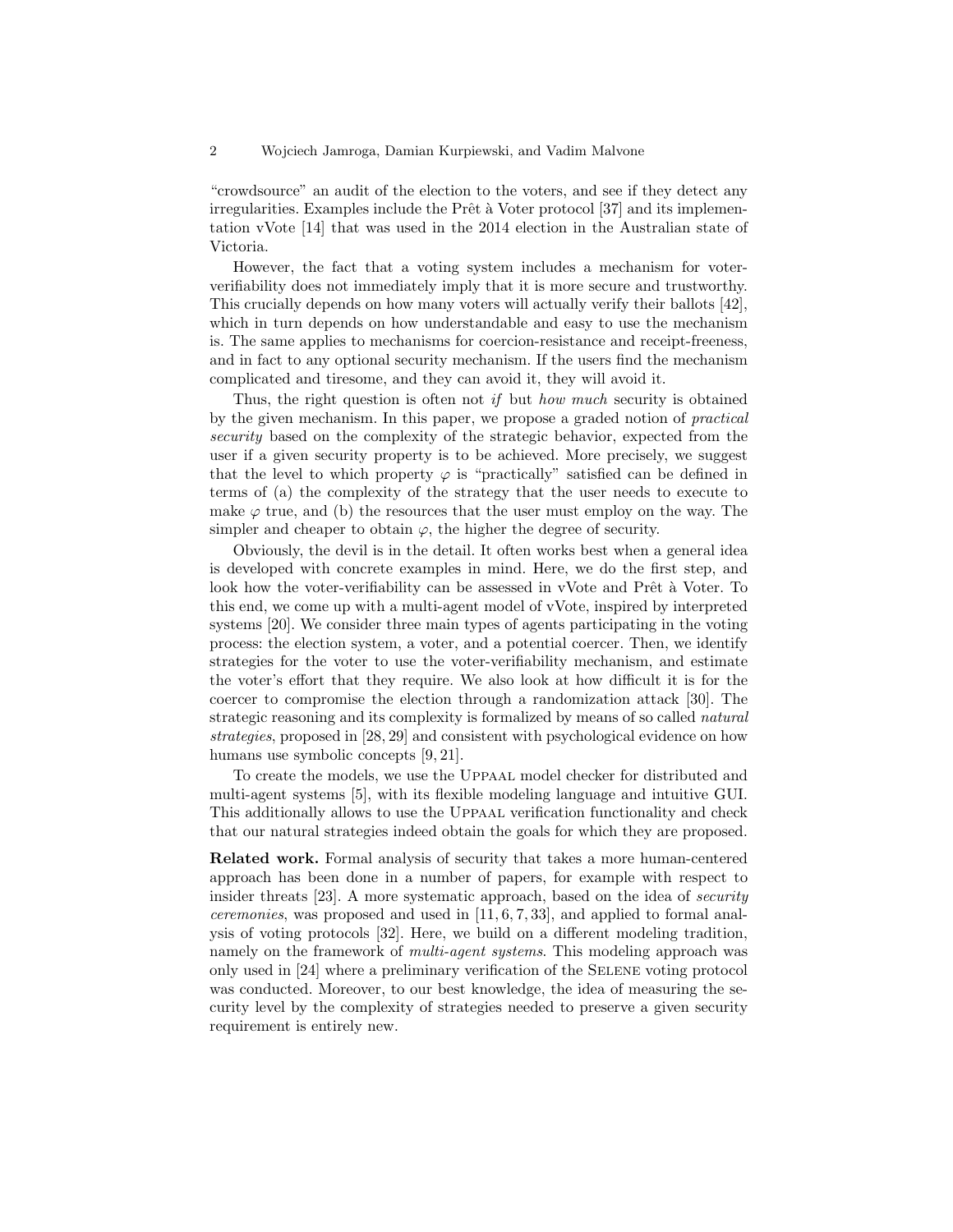"crowdsource" an audit of the election to the voters, and see if they detect any irregularities. Examples include the Prêt à Voter protocol [37] and its implementation vVote [14] that was used in the 2014 election in the Australian state of Victoria.

However, the fact that a voting system includes a mechanism for voter-verifiability does not immediately imply that it is more secure and trustworthy. This crucially depends on how many voters will actually verify their ballots [42], which in turn depends on how understandable and easy to use the mechanism is. The same applies to mechanisms for coercion-resistance and receipt-freeness, and in fact to any optional security mechanism. If the users find the mechanism complicated and tiresome, and they can avoid it, they will avoid it.

Thus, the right question is often not *if* but *how much* security is obtained by the given mechanism. In this paper, we propose a graded notion of *practical security* based on the complexity of the strategic behavior, expected from the user if a given security property is to be achieved. More precisely, we suggest that the level to which property $\varphi$ is "practically" satisfied can be defined in terms of (a) the complexity of the strategy that the user needs to execute to make $\varphi$ true, and (b) the resources that the user must employ on the way. The simpler and cheaper to obtain $\varphi$, the higher the degree of security.

Obviously, the devil is in the detail. It often works best when a general idea is developed with concrete examples in mind. Here, we do the first step, and look how the voter-verifiability can be assessed in vVote and Prêt à Voter. To this end, we come up with a multi-agent model of vVote, inspired by interpreted systems [20]. We consider three main types of agents participating in the voting process: the election system, a voter, and a potential coercer. Then, we identify strategies for the voter to use the voter-verifiability mechanism, and estimate the voter's effort that they require. We also look at how difficult it is for the coercer to compromise the election through a randomization attack [30]. The strategic reasoning and its complexity is formalized by means of so called *natural strategies*, proposed in [28, 29] and consistent with psychological evidence on how humans use symbolic concepts [9, 21].

To create the models, we use the Uppaal model checker for distributed and multi-agent systems [5], with its flexible modeling language and intuitive GUI. This additionally allows to use the Uppaal verification functionality and check that our natural strategies indeed obtain the goals for which they are proposed.

**Related work.** Formal analysis of security that takes a more human-centered approach has been done in a number of papers, for example with respect to insider threats [23]. A more systematic approach, based on the idea of *security ceremonies*, was proposed and used in [11, 6, 7, 33], and applied to formal analysis of voting protocols [32]. Here, we build on a different modeling tradition, namely on the framework of *multi-agent systems*. This modeling approach was only used in [24] where a preliminary verification of the Selene voting protocol was conducted. Moreover, to our best knowledge, the idea of measuring the security level by the complexity of strategies needed to preserve a given security requirement is entirely new.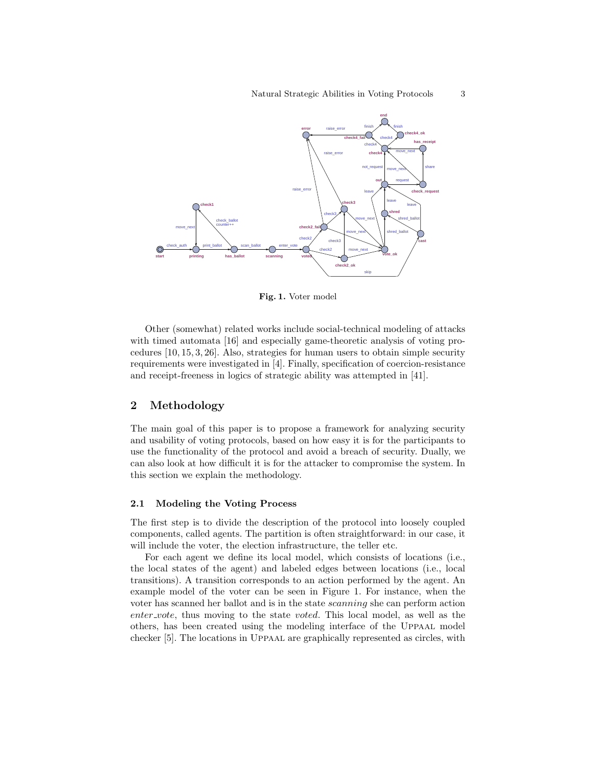**Fig. 1.** Voter model

Other (somewhat) related works include social-technical modeling of attacks with timed automata [16] and especially game-theoretic analysis of voting procedures [10, 15, 3, 26]. Also, strategies for human users to obtain simple security requirements were investigated in [4]. Finally, specification of coercion-resistance and receipt-freeness in logics of strategic ability was attempted in [41].

## 2 Methodology

The main goal of this paper is to propose a framework for analyzing security and usability of voting protocols, based on how easy it is for the participants to use the functionality of the protocol and avoid a breach of security. Dually, we can also look at how difficult it is for the attacker to compromise the system. In this section we explain the methodology.

### 2.1 Modeling the Voting Process

The first step is to divide the description of the protocol into loosely coupled components, called agents. The partition is often straightforward: in our case, it will include the voter, the election infrastructure, the teller etc.

For each agent we define its local model, which consists of locations (i.e., the local states of the agent) and labeled edges between locations (i.e., local transitions). A transition corresponds to an action performed by the agent. An example model of the voter can be seen in Figure 1. For instance, when the voter has scanned her ballot and is in the state *scanning* she can perform action *enter_vote*, thus moving to the state *voted*. This local model, as well as the others, has been created using the modeling interface of the Uppaal model checker [5]. The locations in Uppaal are graphically represented as circles, with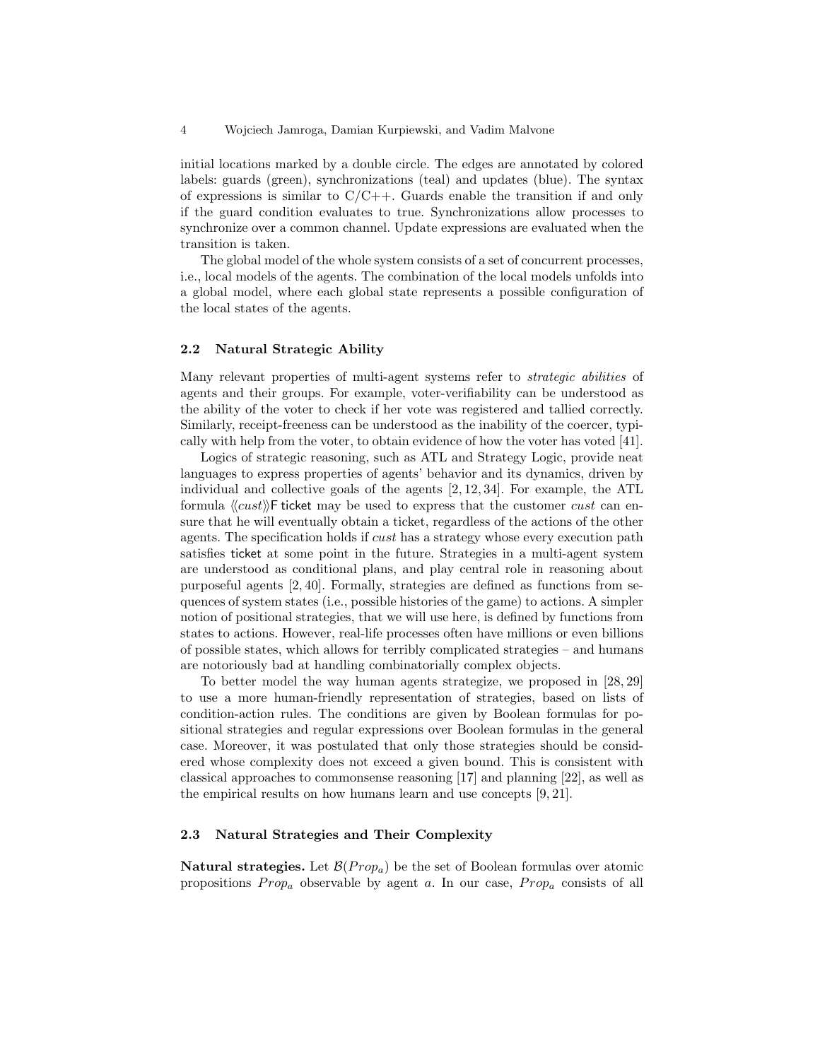initial locations marked by a double circle. The edges are annotated by colored labels: guards (green), synchronizations (teal) and updates (blue). The syntax of expressions is similar to C/C++. Guards enable the transition if and only if the guard condition evaluates to true. Synchronizations allow processes to synchronize over a common channel. Update expressions are evaluated when the transition is taken.

The global model of the whole system consists of a set of concurrent processes, i.e., local models of the agents. The combination of the local models unfolds into a global model, where each global state represents a possible configuration of the local states of the agents.

### 2.2 Natural Strategic Ability

Many relevant properties of multi-agent systems refer to *strategic abilities* of agents and their groups. For example, voter-verifiability can be understood as the ability of the voter to check if her vote was registered and tallied correctly. Similarly, receipt-freeness can be understood as the inability of the coercer, typically with help from the voter, to obtain evidence of how the voter has voted [41].

Logics of strategic reasoning, such as ATL and Strategy Logic, provide neat languages to express properties of agents' behavior and its dynamics, driven by individual and collective goals of the agents [2, 12, 34]. For example, the ATL formula $\langle\langle cust \rangle\rangle \mathsf{F}\, \mathsf{ticket}$ may be used to express that the customer *cust* can ensure that he will eventually obtain a ticket, regardless of the actions of the other agents. The specification holds if *cust* has a strategy whose every execution path satisfies $\mathsf{ticket}$ at some point in the future. Strategies in a multi-agent system are understood as conditional plans, and play central role in reasoning about purposeful agents [2, 40]. Formally, strategies are defined as functions from sequences of system states (i.e., possible histories of the game) to actions. A simpler notion of positional strategies, that we will use here, is defined by functions from states to actions. However, real-life processes often have millions or even billions of possible states, which allows for terribly complicated strategies – and humans are notoriously bad at handling combinatorially complex objects.

To better model the way human agents strategize, we proposed in [28, 29] to use a more human-friendly representation of strategies, based on lists of condition-action rules. The conditions are given by Boolean formulas for positional strategies and regular expressions over Boolean formulas in the general case. Moreover, it was postulated that only those strategies should be considered whose complexity does not exceed a given bound. This is consistent with classical approaches to commonsense reasoning [17] and planning [22], as well as the empirical results on how humans learn and use concepts [9, 21].

### 2.3 Natural Strategies and Their Complexity

**Natural strategies.** Let $\mathcal{B}(Prop_a)$ be the set of Boolean formulas over atomic propositions $Prop_a$ observable by agent $a$. In our case, $Prop_a$ consists of all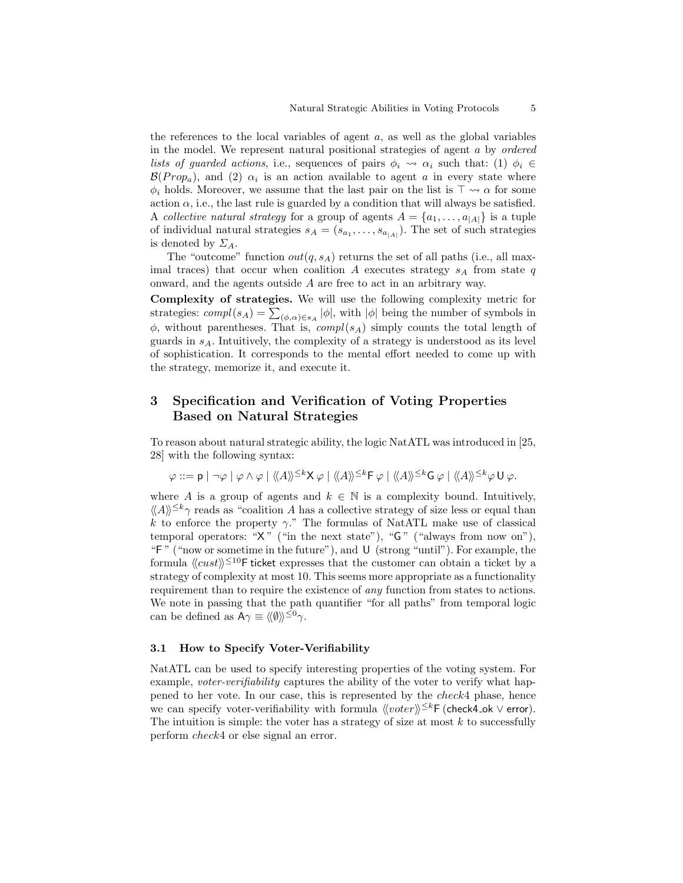the references to the local variables of agent $a$, as well as the global variables in the model. We represent natural positional strategies of agent $a$ by *ordered lists of guarded actions*, i.e., sequences of pairs $\phi_i \rightsquigarrow \alpha_i$ such that: (1) $\phi_i \in \mathcal{B}(Prop_a)$, and (2) $\alpha_i$ is an action available to agent $a$ in every state where $\phi_i$ holds. Moreover, we assume that the last pair on the list is $\top \rightsquigarrow \alpha$ for some action $\alpha$, i.e., the last rule is guarded by a condition that will always be satisfied. A *collective natural strategy* for a group of agents $A = \{a_1, \ldots, a_{|A|}\}$ is a tuple of individual natural strategies $s_A = (s_{a_1}, \ldots, s_{a_{|A|}})$. The set of such strategies is denoted by $\Sigma_A$.

The "outcome" function $out(q, s_A)$ returns the set of all paths (i.e., all maximal traces) that occur when coalition $A$ executes strategy $s_A$ from state $q$ onward, and the agents outside $A$ are free to act in an arbitrary way.

**Complexity of strategies.** We will use the following complexity metric for strategies: $compl(s_A) = \sum_{(\phi,\alpha)\in s_A} |\phi|$, with $|\phi|$ being the number of symbols in $\phi$, without parentheses. That is, $compl(s_A)$ simply counts the total length of guards in $s_A$. Intuitively, the complexity of a strategy is understood as its level of sophistication. It corresponds to the mental effort needed to come up with the strategy, memorize it, and execute it.

## 3 Specification and Verification of Voting Properties Based on Natural Strategies

To reason about natural strategic ability, the logic NatATL was introduced in [25, 28] with the following syntax:

$$\varphi ::= \mathsf{p} \mid \neg\varphi \mid \varphi \wedge \varphi \mid \langle\!\langle A \rangle\!\rangle^{\leq k} \mathsf{X}\, \varphi \mid \langle\!\langle A \rangle\!\rangle^{\leq k} \mathsf{F}\, \varphi \mid \langle\!\langle A \rangle\!\rangle^{\leq k} \mathsf{G}\, \varphi \mid \langle\!\langle A \rangle\!\rangle^{\leq k} \varphi\, \mathsf{U}\, \varphi.$$

where $A$ is a group of agents and $k \in \mathbb{N}$ is a complexity bound. Intuitively, $\langle\!\langle A \rangle\!\rangle^{\leq k}\gamma$ reads as "coalition $A$ has a collective strategy of size less or equal than $k$ to enforce the property $\gamma$." The formulas of NatATL make use of classical temporal operators: "$\mathsf{X}$" ("in the next state"), "$\mathsf{G}$" ("always from now on"), "$\mathsf{F}$" ("now or sometime in the future"), and $\mathsf{U}$ (strong "until"). For example, the formula $\langle\!\langle cust \rangle\!\rangle^{\leq 10}\mathsf{F}\,\mathsf{ticket}$ expresses that the customer can obtain a ticket by a strategy of complexity at most 10. This seems more appropriate as a functionality requirement than to require the existence of *any* function from states to actions. We note in passing that the path quantifier "for all paths" from temporal logic can be defined as $\mathsf{A}\gamma \equiv \langle\!\langle \emptyset \rangle\!\rangle^{\leq 0}\gamma$.

### 3.1 How to Specify Voter-Verifiability

NatATL can be used to specify interesting properties of the voting system. For example, *voter-verifiability* captures the ability of the voter to verify what happened to her vote. In our case, this is represented by the *check*4 phase, hence we can specify voter-verifiability with formula $\langle\!\langle voter \rangle\!\rangle^{\leq k}\mathsf{F}\,(\mathsf{check4\_ok} \vee \mathsf{error})$. The intuition is simple: the voter has a strategy of size at most $k$ to successfully perform *check*4 or else signal an error.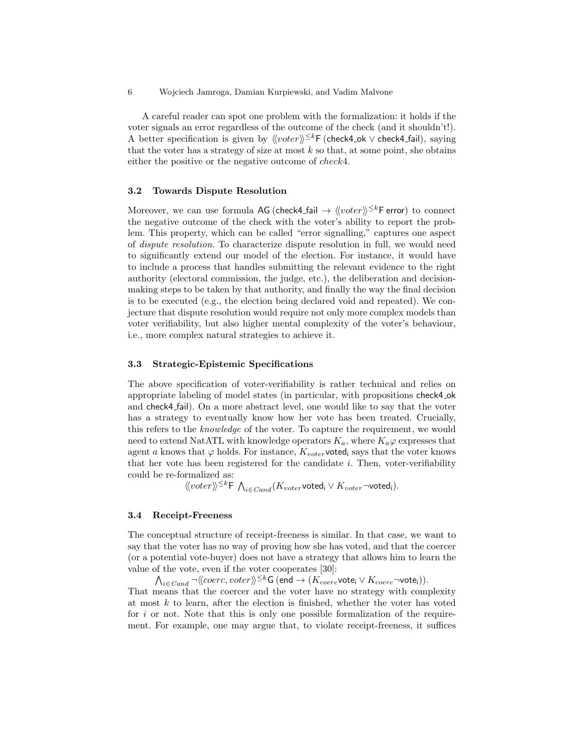A careful reader can spot one problem with the formalization: it holds if the voter signals an error regardless of the outcome of the check (and it shouldn't!). A better specification is given by $\langle\langle voter\rangle\rangle^{\leq k}\mathsf{F}\,(\mathsf{check4\_ok} \vee \mathsf{check4\_fail})$, saying that the voter has a strategy of size at most $k$ so that, at some point, she obtains either the positive or the negative outcome of *check*4.

### 3.2 Towards Dispute Resolution

Moreover, we can use formula $\mathsf{AG}\,(\mathsf{check4\_fail} \rightarrow \langle\langle voter\rangle\rangle^{\leq k}\mathsf{F}\,\mathsf{error})$ to connect the negative outcome of the check with the voter's ability to report the problem. This property, which can be called "error signalling," captures one aspect of *dispute resolution*. To characterize dispute resolution in full, we would need to significantly extend our model of the election. For instance, it would have to include a process that handles submitting the relevant evidence to the right authority (electoral commission, the judge, etc.), the deliberation and decision-making steps to be taken by that authority, and finally the way the final decision is to be executed (e.g., the election being declared void and repeated). We conjecture that dispute resolution would require not only more complex models than voter verifiability, but also higher mental complexity of the voter's behaviour, i.e., more complex natural strategies to achieve it.

### 3.3 Strategic-Epistemic Specifications

The above specification of voter-verifiability is rather technical and relies on appropriate labeling of model states (in particular, with propositions check4_ok and check4_fail). On a more abstract level, one would like to say that the voter has a strategy to eventually know how her vote has been treated. Crucially, this refers to the *knowledge* of the voter. To capture the requirement, we would need to extend NatATL with knowledge operators $K_a$, where $K_a\varphi$ expresses that agent $a$ knows that $\varphi$ holds. For instance, $K_{voter}\mathsf{voted_i}$ says that the voter knows that her vote has been registered for the candidate $i$. Then, voter-verifiability could be re-formalized as:

$$\langle\langle voter\rangle\rangle^{\leq k}\mathsf{F}\ \bigwedge_{i\in Cand}(K_{voter}\mathsf{voted_i} \vee K_{voter}\neg\mathsf{voted_i}).$$

### 3.4 Receipt-Freeness

The conceptual structure of receipt-freeness is similar. In that case, we want to say that the voter has no way of proving how she has voted, and that the coercer (or a potential vote-buyer) does not have a strategy that allows him to learn the value of the vote, even if the voter cooperates [30]:

$$\bigwedge_{i\in Cand}\neg\langle\langle coerc, voter\rangle\rangle^{\leq k}\mathsf{G}\,(\mathsf{end} \rightarrow (K_{coerc}\mathsf{vote_i} \vee K_{coerc}\neg\mathsf{vote_i})).$$

That means that the coercer and the voter have no strategy with complexity at most $k$ to learn, after the election is finished, whether the voter has voted for $i$ or not. Note that this is only one possible formalization of the requirement. For example, one may argue that, to violate receipt-freeness, it suffices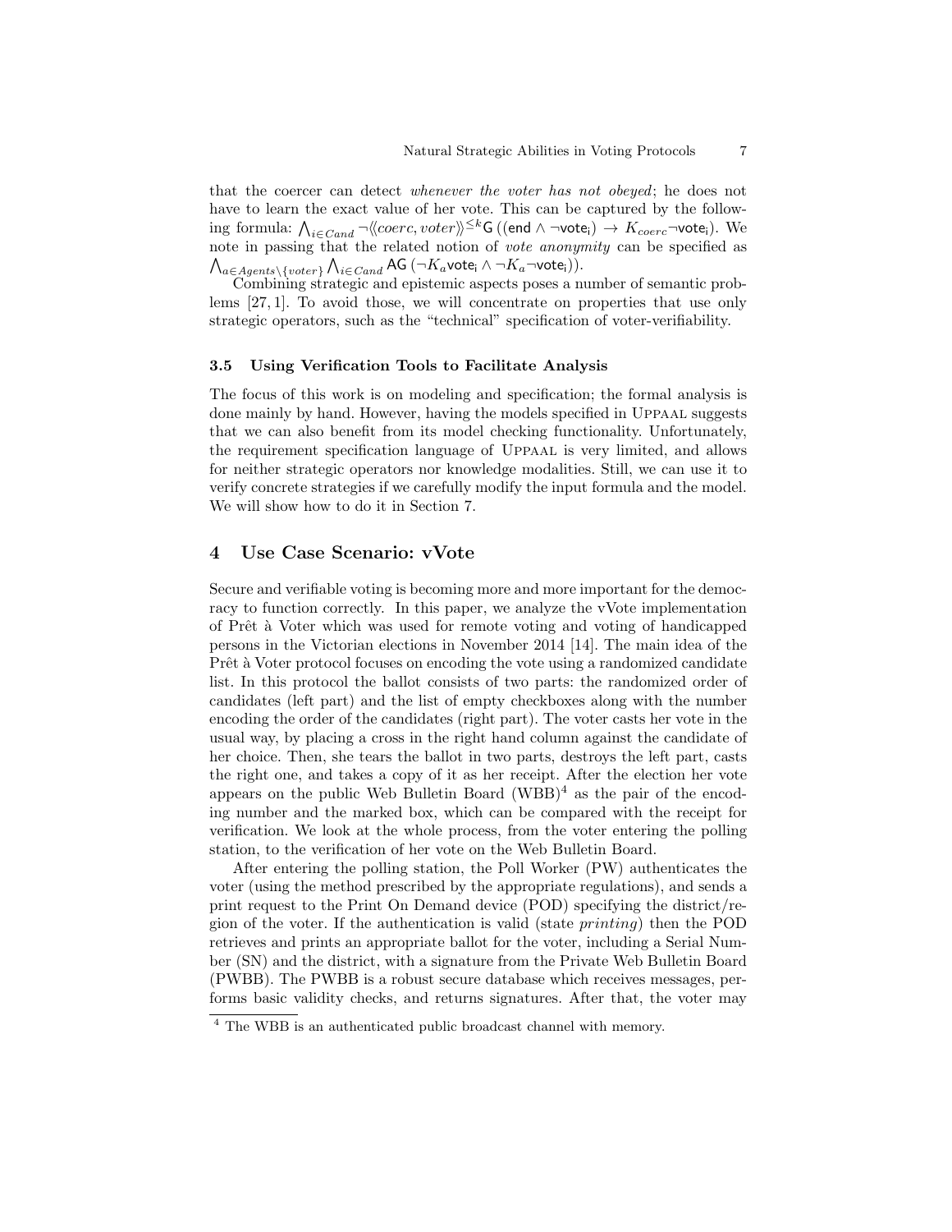that the coercer can detect *whenever the voter has not obeyed*; he does not have to learn the exact value of her vote. This can be captured by the following formula: $\bigwedge_{i \in Cand} \neg\langle\langle coerc, voter\rangle\rangle^{\leq k} \mathsf{G} \left( (\mathsf{end} \wedge \neg \mathsf{vote_i}) \rightarrow K_{coerc} \neg \mathsf{vote_i} \right)$. We note in passing that the related notion of *vote anonymity* can be specified as $\bigwedge_{a \in Agents \setminus \{voter\}} \bigwedge_{i \in Cand} \mathsf{AG} \left( \neg K_a \mathsf{vote_i} \wedge \neg K_a \neg \mathsf{vote_i} \right)$.

Combining strategic and epistemic aspects poses a number of semantic problems [27, 1]. To avoid those, we will concentrate on properties that use only strategic operators, such as the "technical" specification of voter-verifiability.

### 3.5 Using Verification Tools to Facilitate Analysis

The focus of this work is on modeling and specification; the formal analysis is done mainly by hand. However, having the models specified in Uppaal suggests that we can also benefit from its model checking functionality. Unfortunately, the requirement specification language of Uppaal is very limited, and allows for neither strategic operators nor knowledge modalities. Still, we can use it to verify concrete strategies if we carefully modify the input formula and the model. We will show how to do it in Section 7.

## 4 Use Case Scenario: vVote

Secure and verifiable voting is becoming more and more important for the democracy to function correctly. In this paper, we analyze the vVote implementation of Prêt à Voter which was used for remote voting and voting of handicapped persons in the Victorian elections in November 2014 [14]. The main idea of the Prêt à Voter protocol focuses on encoding the vote using a randomized candidate list. In this protocol the ballot consists of two parts: the randomized order of candidates (left part) and the list of empty checkboxes along with the number encoding the order of the candidates (right part). The voter casts her vote in the usual way, by placing a cross in the right hand column against the candidate of her choice. Then, she tears the ballot in two parts, destroys the left part, casts the right one, and takes a copy of it as her receipt. After the election her vote appears on the public Web Bulletin Board (WBB)[4] as the pair of the encoding number and the marked box, which can be compared with the receipt for verification. We look at the whole process, from the voter entering the polling station, to the verification of her vote on the Web Bulletin Board.

After entering the polling station, the Poll Worker (PW) authenticates the voter (using the method prescribed by the appropriate regulations), and sends a print request to the Print On Demand device (POD) specifying the district/region of the voter. If the authentication is valid (state *printing*) then the POD retrieves and prints an appropriate ballot for the voter, including a Serial Number (SN) and the district, with a signature from the Private Web Bulletin Board (PWBB). The PWBB is a robust secure database which receives messages, performs basic validity checks, and returns signatures. After that, the voter may

[4] The WBB is an authenticated public broadcast channel with memory.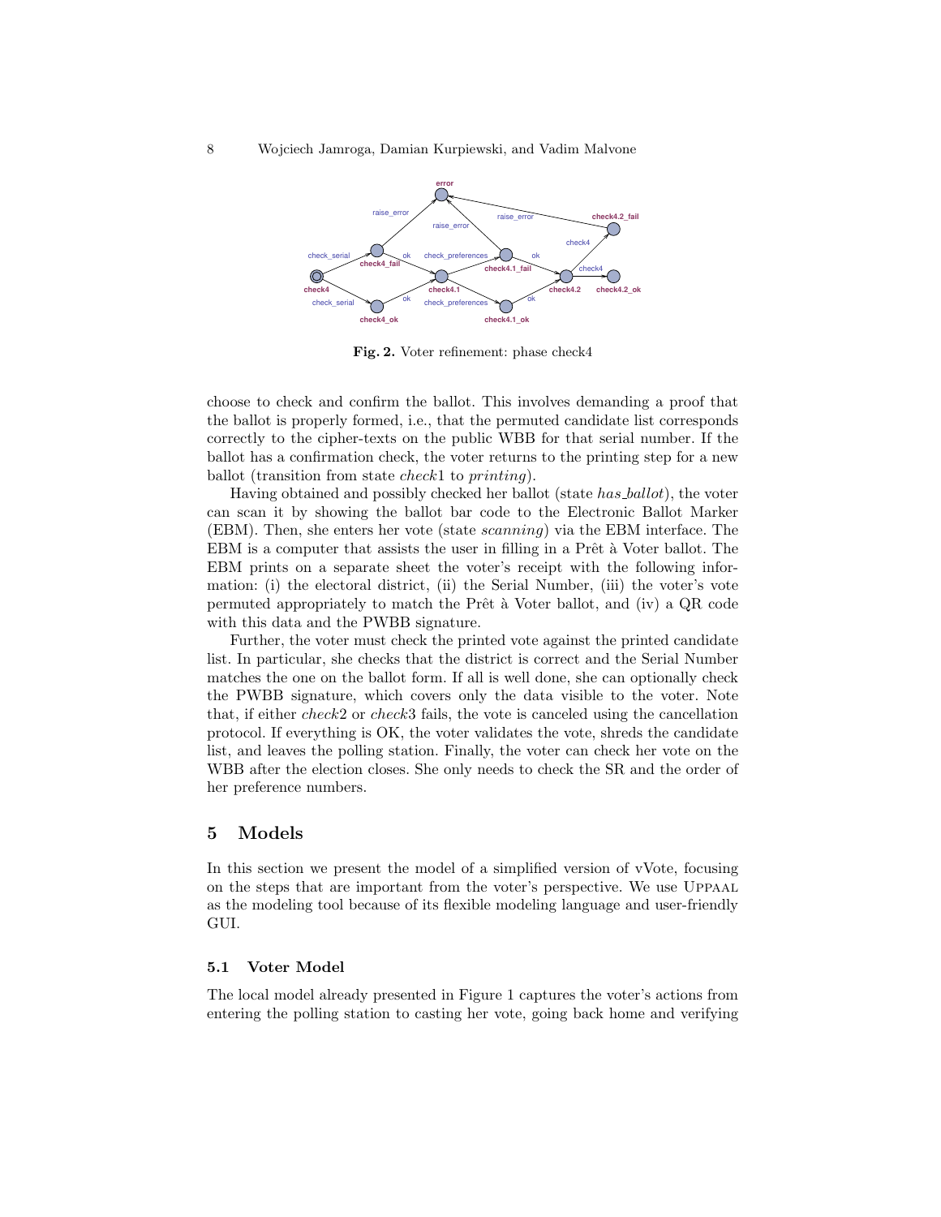Fig. 2. Voter refinement: phase check4

choose to check and confirm the ballot. This involves demanding a proof that the ballot is properly formed, i.e., that the permuted candidate list corresponds correctly to the cipher-texts on the public WBB for that serial number. If the ballot has a confirmation check, the voter returns to the printing step for a new ballot (transition from state *check*1 to *printing*).

Having obtained and possibly checked her ballot (state *has_ballot*), the voter can scan it by showing the ballot bar code to the Electronic Ballot Marker (EBM). Then, she enters her vote (state *scanning*) via the EBM interface. The EBM is a computer that assists the user in filling in a Prêt à Voter ballot. The EBM prints on a separate sheet the voter's receipt with the following information: (i) the electoral district, (ii) the Serial Number, (iii) the voter's vote permuted appropriately to match the Prêt à Voter ballot, and (iv) a QR code with this data and the PWBB signature.

Further, the voter must check the printed vote against the printed candidate list. In particular, she checks that the district is correct and the Serial Number matches the one on the ballot form. If all is well done, she can optionally check the PWBB signature, which covers only the data visible to the voter. Note that, if either *check*2 or *check*3 fails, the vote is canceled using the cancellation protocol. If everything is OK, the voter validates the vote, shreds the candidate list, and leaves the polling station. Finally, the voter can check her vote on the WBB after the election closes. She only needs to check the SR and the order of her preference numbers.

## 5 Models

In this section we present the model of a simplified version of vVote, focusing on the steps that are important from the voter's perspective. We use Uppaal as the modeling tool because of its flexible modeling language and user-friendly GUI.

### 5.1 Voter Model

The local model already presented in Figure 1 captures the voter's actions from entering the polling station to casting her vote, going back home and verifying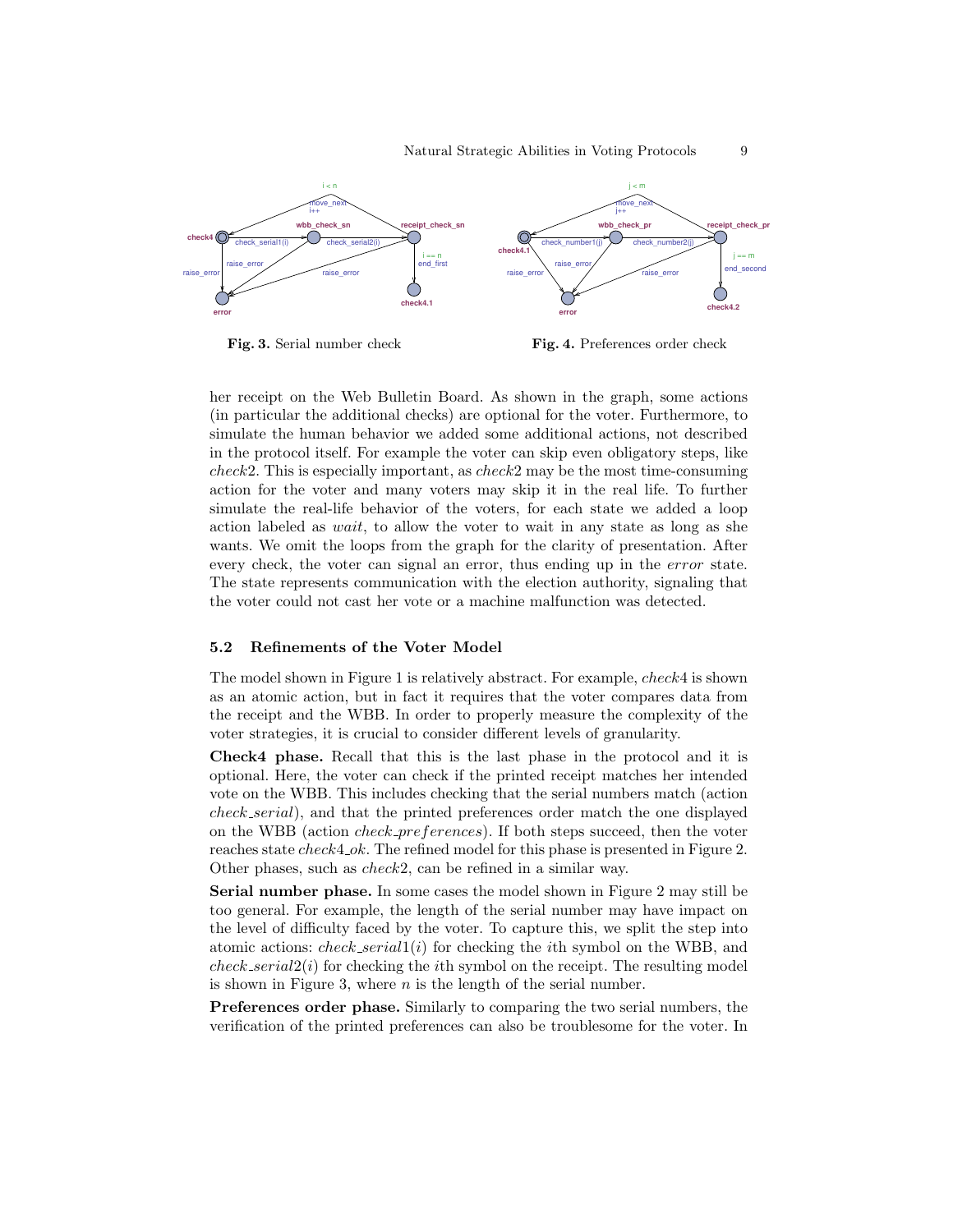**Fig. 3.** Serial number check

**Fig. 4.** Preferences order check

her receipt on the Web Bulletin Board. As shown in the graph, some actions (in particular the additional checks) are optional for the voter. Furthermore, to simulate the human behavior we added some additional actions, not described in the protocol itself. For example the voter can skip even obligatory steps, like *check*2. This is especially important, as *check*2 may be the most time-consuming action for the voter and many voters may skip it in the real life. To further simulate the real-life behavior of the voters, for each state we added a loop action labeled as *wait*, to allow the voter to wait in any state as long as she wants. We omit the loops from the graph for the clarity of presentation. After every check, the voter can signal an error, thus ending up in the *error* state. The state represents communication with the election authority, signaling that the voter could not cast her vote or a machine malfunction was detected.

### 5.2 Refinements of the Voter Model

The model shown in Figure 1 is relatively abstract. For example, *check*4 is shown as an atomic action, but in fact it requires that the voter compares data from the receipt and the WBB. In order to properly measure the complexity of the voter strategies, it is crucial to consider different levels of granularity.

**Check4 phase.** Recall that this is the last phase in the protocol and it is optional. Here, the voter can check if the printed receipt matches her intended vote on the WBB. This includes checking that the serial numbers match (action *check_serial*), and that the printed preferences order match the one displayed on the WBB (action *check_preferences*). If both steps succeed, then the voter reaches state *check*4*_ok*. The refined model for this phase is presented in Figure 2. Other phases, such as *check*2, can be refined in a similar way.

**Serial number phase.** In some cases the model shown in Figure 2 may still be too general. For example, the length of the serial number may have impact on the level of difficulty faced by the voter. To capture this, we split the step into atomic actions: *check_serial*1($i$) for checking the $i$th symbol on the WBB, and *check_serial*2($i$) for checking the $i$th symbol on the receipt. The resulting model is shown in Figure 3, where $n$ is the length of the serial number.

**Preferences order phase.** Similarly to comparing the two serial numbers, the verification of the printed preferences can also be troublesome for the voter. In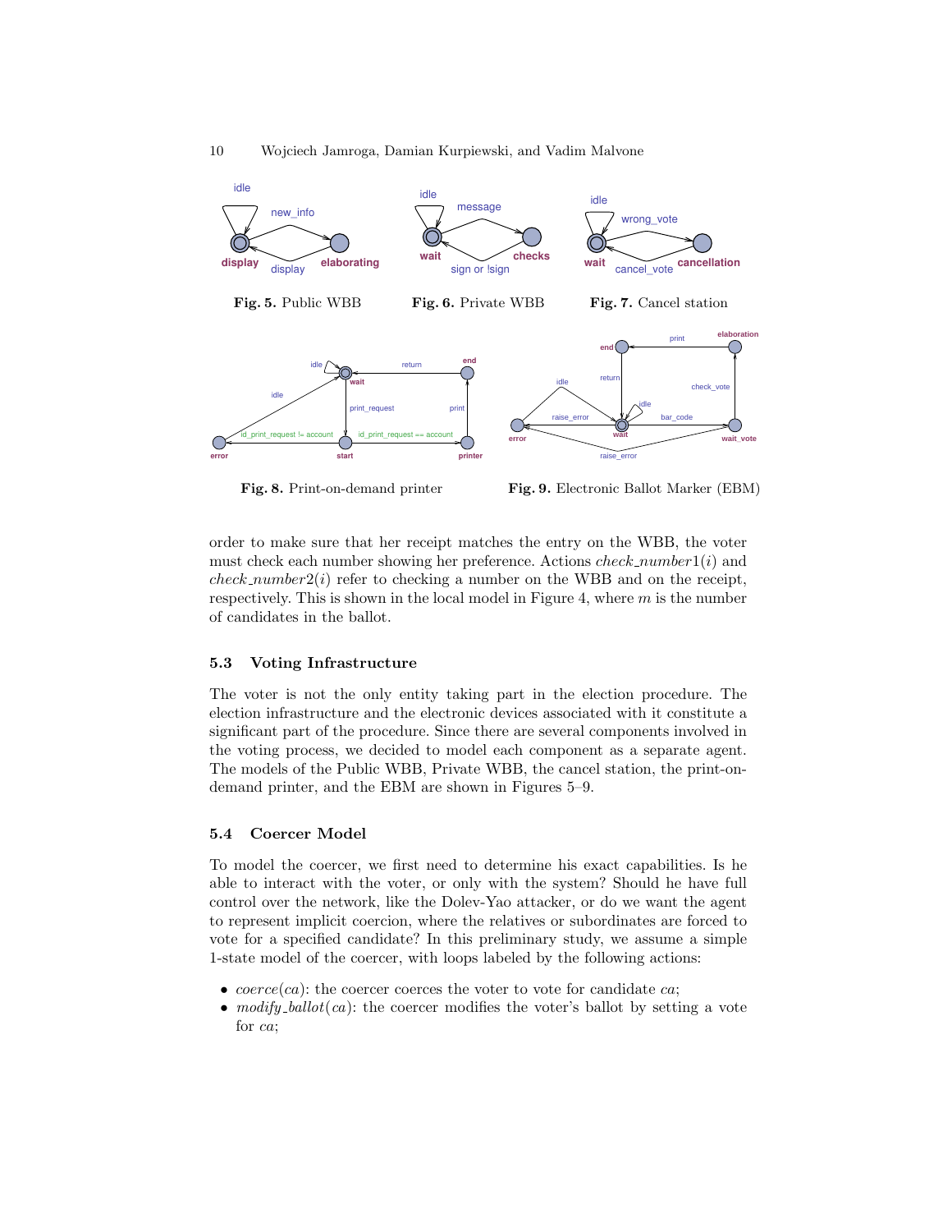**Fig. 5.** Public WBB

**Fig. 6.** Private WBB

**Fig. 7.** Cancel station

**Fig. 8.** Print-on-demand printer

**Fig. 9.** Electronic Ballot Marker (EBM)

order to make sure that her receipt matches the entry on the WBB, the voter must check each number showing her preference. Actions $check\_number1(i)$ and $check\_number2(i)$ refer to checking a number on the WBB and on the receipt, respectively. This is shown in the local model in Figure 4, where $m$ is the number of candidates in the ballot.

### 5.3 Voting Infrastructure

The voter is not the only entity taking part in the election procedure. The election infrastructure and the electronic devices associated with it constitute a significant part of the procedure. Since there are several components involved in the voting process, we decided to model each component as a separate agent. The models of the Public WBB, Private WBB, the cancel station, the print-on-demand printer, and the EBM are shown in Figures 5–9.

### 5.4 Coercer Model

To model the coercer, we first need to determine his exact capabilities. Is he able to interact with the voter, or only with the system? Should he have full control over the network, like the Dolev-Yao attacker, or do we want the agent to represent implicit coercion, where the relatives or subordinates are forced to vote for a specified candidate? In this preliminary study, we assume a simple 1-state model of the coercer, with loops labeled by the following actions:

- $coerce(ca)$: the coercer coerces the voter to vote for candidate $ca$;
- $modify\_ballot(ca)$: the coercer modifies the voter's ballot by setting a vote for $ca$;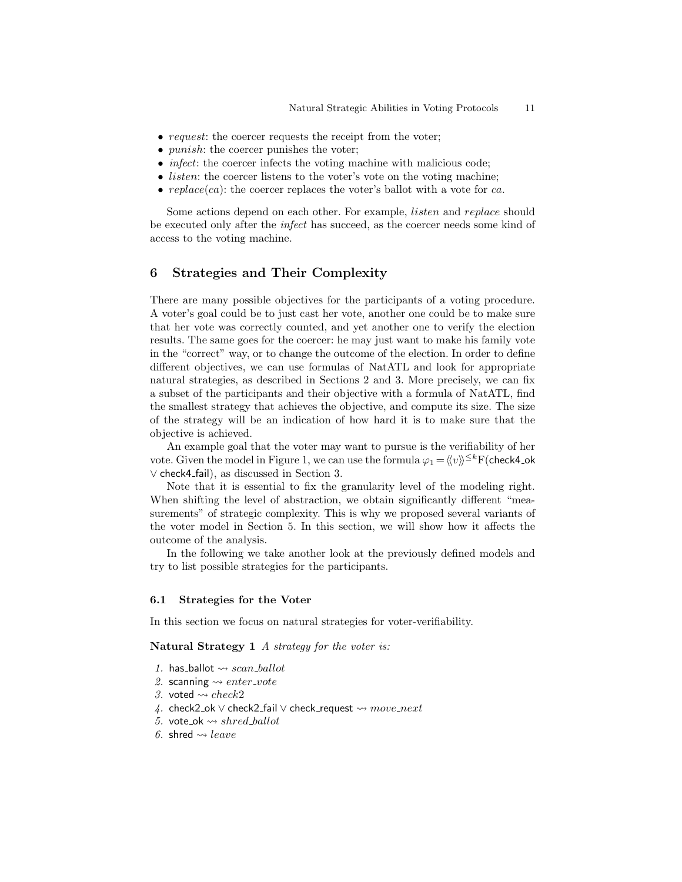- *request*: the coercer requests the receipt from the voter;
- *punish*: the coercer punishes the voter;
- *infect*: the coercer infects the voting machine with malicious code;
- *listen*: the coercer listens to the voter's vote on the voting machine;
- *replace*($ca$): the coercer replaces the voter's ballot with a vote for $ca$.

Some actions depend on each other. For example, *listen* and *replace* should be executed only after the *infect* has succeed, as the coercer needs some kind of access to the voting machine.

## 6 Strategies and Their Complexity

There are many possible objectives for the participants of a voting procedure. A voter's goal could be to just cast her vote, another one could be to make sure that her vote was correctly counted, and yet another one to verify the election results. The same goes for the coercer: he may just want to make his family vote in the "correct" way, or to change the outcome of the election. In order to define different objectives, we can use formulas of NatATL and look for appropriate natural strategies, as described in Sections 2 and 3. More precisely, we can fix a subset of the participants and their objective with a formula of NatATL, find the smallest strategy that achieves the objective, and compute its size. The size of the strategy will be an indication of how hard it is to make sure that the objective is achieved.

An example goal that the voter may want to pursue is the verifiability of her vote. Given the model in Figure 1, we can use the formula $\varphi_1 = \langle\langle v \rangle\rangle^{\leq k} \mathrm{F}(\mathsf{check4\_ok} \vee \mathsf{check4\_fail})$, as discussed in Section 3.

Note that it is essential to fix the granularity level of the modeling right. When shifting the level of abstraction, we obtain significantly different "measurements" of strategic complexity. This is why we proposed several variants of the voter model in Section 5. In this section, we will show how it affects the outcome of the analysis.

In the following we take another look at the previously defined models and try to list possible strategies for the participants.

### 6.1 Strategies for the Voter

In this section we focus on natural strategies for voter-verifiability.

**Natural Strategy 1** *A strategy for the voter is:*

1. $\mathsf{has\_ballot} \rightsquigarrow \mathit{scan\_ballot}$
2. $\mathsf{scanning} \rightsquigarrow \mathit{enter\_vote}$
3. $\mathsf{voted} \rightsquigarrow \mathit{check2}$
4. $\mathsf{check2\_ok} \vee \mathsf{check2\_fail} \vee \mathsf{check\_request} \rightsquigarrow \mathit{move\_next}$
5. $\mathsf{vote\_ok} \rightsquigarrow \mathit{shred\_ballot}$
6. $\mathsf{shred} \rightsquigarrow \mathit{leave}$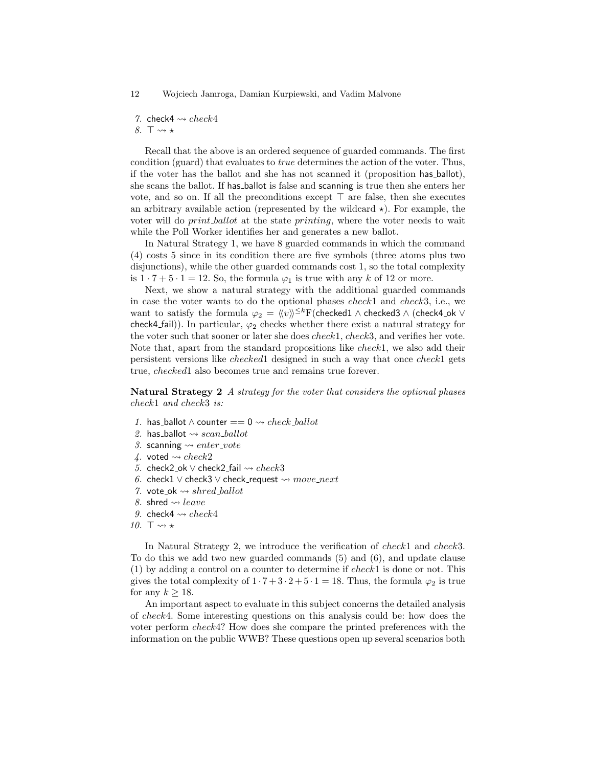7. check4 $\rightsquigarrow$ *check*4
8. $\top \rightsquigarrow \star$

Recall that the above is an ordered sequence of guarded commands. The first condition (guard) that evaluates to *true* determines the action of the voter. Thus, if the voter has the ballot and she has not scanned it (proposition has_ballot), she scans the ballot. If has_ballot is false and scanning is true then she enters her vote, and so on. If all the preconditions except $\top$ are false, then she executes an arbitrary available action (represented by the wildcard $\star$). For example, the voter will do *print_ballot* at the state *printing*, where the voter needs to wait while the Poll Worker identifies her and generates a new ballot.

In Natural Strategy 1, we have 8 guarded commands in which the command (4) costs 5 since in its condition there are five symbols (three atoms plus two disjunctions), while the other guarded commands cost 1, so the total complexity is $1 \cdot 7 + 5 \cdot 1 = 12$. So, the formula $\varphi_1$ is true with any $k$ of 12 or more.

Next, we show a natural strategy with the additional guarded commands in case the voter wants to do the optional phases *check*1 and *check*3, i.e., we want to satisfy the formula $\varphi_2 = \langle\langle v \rangle\rangle^{\leq k} \mathrm{F}(\mathsf{checked1} \wedge \mathsf{checked3} \wedge (\mathsf{check4\_ok} \vee \mathsf{check4\_fail}))$. In particular, $\varphi_2$ checks whether there exist a natural strategy for the voter such that sooner or later she does *check*1, *check*3, and verifies her vote. Note that, apart from the standard propositions like *check*1, we also add their persistent versions like *checked*1 designed in such a way that once *check*1 gets true, *checked*1 also becomes true and remains true forever.

**Natural Strategy 2** *A strategy for the voter that considers the optional phases check*1 *and check*3 *is:*

1. has_ballot $\wedge$ counter $== 0 \rightsquigarrow$ *check_ballot*
2. has_ballot $\rightsquigarrow$ *scan_ballot*
3. scanning $\rightsquigarrow$ *enter_vote*
4. voted $\rightsquigarrow$ *check*2
5. check2_ok $\vee$ check2_fail $\rightsquigarrow$ *check*3
6. check1 $\vee$ check3 $\vee$ check_request $\rightsquigarrow$ *move_next*
7. vote_ok $\rightsquigarrow$ *shred_ballot*
8. shred $\rightsquigarrow$ *leave*
9. check4 $\rightsquigarrow$ *check*4
10. $\top \rightsquigarrow \star$

In Natural Strategy 2, we introduce the verification of *check*1 and *check*3. To do this we add two new guarded commands (5) and (6), and update clause (1) by adding a control on a counter to determine if *check*1 is done or not. This gives the total complexity of $1 \cdot 7 + 3 \cdot 2 + 5 \cdot 1 = 18$. Thus, the formula $\varphi_2$ is true for any $k \geq 18$.

An important aspect to evaluate in this subject concerns the detailed analysis of *check*4. Some interesting questions on this analysis could be: how does the voter perform *check*4? How does she compare the printed preferences with the information on the public WWB? These questions open up several scenarios both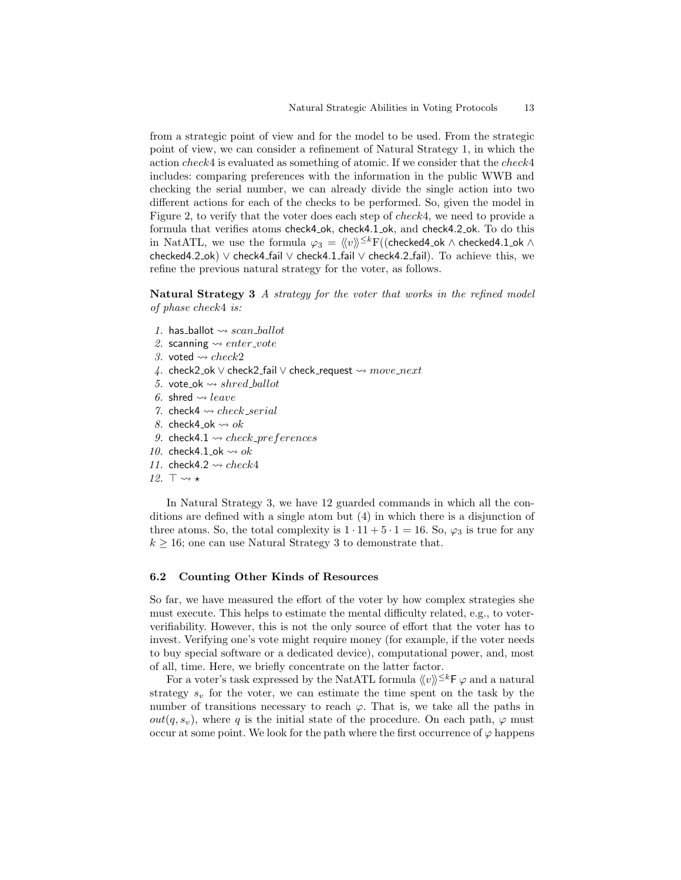from a strategic point of view and for the model to be used. From the strategic point of view, we can consider a refinement of Natural Strategy 1, in which the action *check*4 is evaluated as something of atomic. If we consider that the *check*4 includes: comparing preferences with the information in the public WWB and checking the serial number, we can already divide the single action into two different actions for each of the checks to be performed. So, given the model in Figure 2, to verify that the voter does each step of *check*4, we need to provide a formula that verifies atoms check4_ok, check4.1_ok, and check4.2_ok. To do this in NatATL, we use the formula $\varphi_3 = \langle\langle v \rangle\rangle^{\leq k} \mathrm{F}((\mathsf{checked4\_ok} \wedge \mathsf{checked4.1\_ok} \wedge \mathsf{checked4.2\_ok}) \vee \mathsf{check4\_fail} \vee \mathsf{check4.1\_fail} \vee \mathsf{check4.2\_fail})$. To achieve this, we refine the previous natural strategy for the voter, as follows.

**Natural Strategy 3** *A strategy for the voter that works in the refined model of phase check*4 *is:*

1. has_ballot $\rightsquigarrow$ *scan_ballot*
2. scanning $\rightsquigarrow$ *enter_vote*
3. voted $\rightsquigarrow$ *check*2
4. check2_ok $\vee$ check2_fail $\vee$ check_request $\rightsquigarrow$ *move_next*
5. vote_ok $\rightsquigarrow$ *shred_ballot*
6. shred $\rightsquigarrow$ *leave*
7. check4 $\rightsquigarrow$ *check_serial*
8. check4_ok $\rightsquigarrow$ *ok*
9. check4.1 $\rightsquigarrow$ *check_preferences*
10. check4.1_ok $\rightsquigarrow$ *ok*
11. check4.2 $\rightsquigarrow$ *check*4
12. $\top \rightsquigarrow \star$

In Natural Strategy 3, we have 12 guarded commands in which all the conditions are defined with a single atom but (4) in which there is a disjunction of three atoms. So, the total complexity is $1 \cdot 11 + 5 \cdot 1 = 16$. So, $\varphi_3$ is true for any $k \geq 16$; one can use Natural Strategy 3 to demonstrate that.

### 6.2 Counting Other Kinds of Resources

So far, we have measured the effort of the voter by how complex strategies she must execute. This helps to estimate the mental difficulty related, e.g., to voter-verifiability. However, this is not the only source of effort that the voter has to invest. Verifying one's vote might require money (for example, if the voter needs to buy special software or a dedicated device), computational power, and, most of all, time. Here, we briefly concentrate on the latter factor.

For a voter's task expressed by the NatATL formula $\langle\langle v \rangle\rangle^{\leq k} \mathsf{F}\, \varphi$ and a natural strategy $s_v$ for the voter, we can estimate the time spent on the task by the number of transitions necessary to reach $\varphi$. That is, we take all the paths in $out(q, s_v)$, where $q$ is the initial state of the procedure. On each path, $\varphi$ must occur at some point. We look for the path where the first occurrence of $\varphi$ happens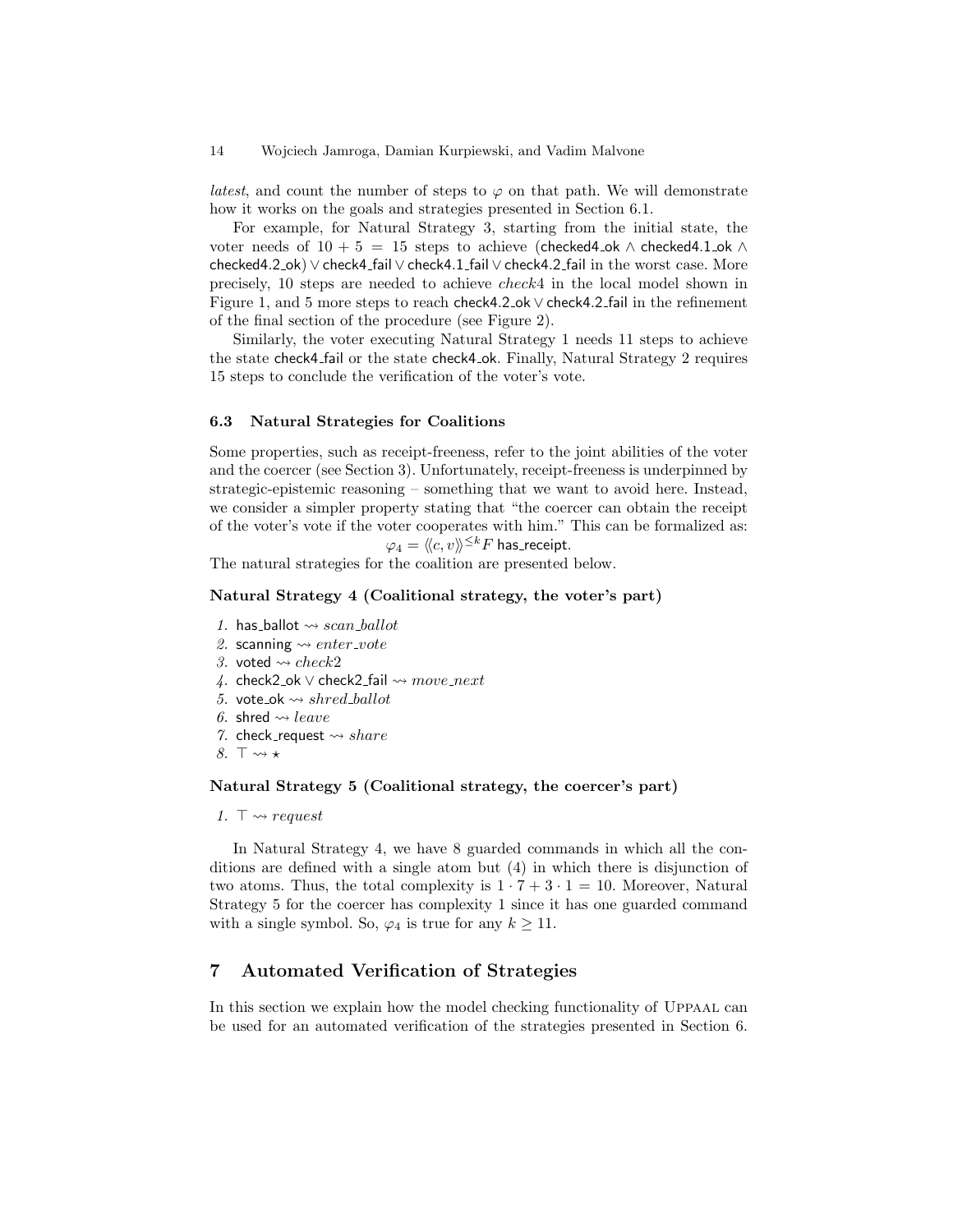*latest*, and count the number of steps to $\varphi$ on that path. We will demonstrate how it works on the goals and strategies presented in Section 6.1.

For example, for Natural Strategy 3, starting from the initial state, the voter needs of $10 + 5 = 15$ steps to achieve $(\mathsf{checked4\_ok} \wedge \mathsf{checked4.1\_ok} \wedge \mathsf{checked4.2\_ok}) \vee \mathsf{check4\_fail} \vee \mathsf{check4.1\_fail} \vee \mathsf{check4.2\_fail}$ in the worst case. More precisely, 10 steps are needed to achieve *check*4 in the local model shown in Figure 1, and 5 more steps to reach $\mathsf{check4.2\_ok} \vee \mathsf{check4.2\_fail}$ in the refinement of the final section of the procedure (see Figure 2).

Similarly, the voter executing Natural Strategy 1 needs 11 steps to achieve the state check4_fail or the state check4_ok. Finally, Natural Strategy 2 requires 15 steps to conclude the verification of the voter's vote.

### 6.3 Natural Strategies for Coalitions

Some properties, such as receipt-freeness, refer to the joint abilities of the voter and the coercer (see Section 3). Unfortunately, receipt-freeness is underpinned by strategic-epistemic reasoning – something that we want to avoid here. Instead, we consider a simpler property stating that "the coercer can obtain the receipt of the voter's vote if the voter cooperates with him." This can be formalized as:

$$\varphi_4 = \langle\!\langle c, v \rangle\!\rangle^{\leq k} F\, \mathsf{has\_receipt}.$$

The natural strategies for the coalition are presented below.

**Natural Strategy 4 (Coalitional strategy, the voter's part)**

1. $\mathsf{has\_ballot} \rightsquigarrow \mathit{scan\_ballot}$
2. $\mathsf{scanning} \rightsquigarrow \mathit{enter\_vote}$
3. $\mathsf{voted} \rightsquigarrow \mathit{check2}$
4. $\mathsf{check2\_ok} \vee \mathsf{check2\_fail} \rightsquigarrow \mathit{move\_next}$
5. $\mathsf{vote\_ok} \rightsquigarrow \mathit{shred\_ballot}$
6. $\mathsf{shred} \rightsquigarrow \mathit{leave}$
7. $\mathsf{check\_request} \rightsquigarrow \mathit{share}$
8. $\top \rightsquigarrow \star$

**Natural Strategy 5 (Coalitional strategy, the coercer's part)**

1. $\top \rightsquigarrow \mathit{request}$

In Natural Strategy 4, we have 8 guarded commands in which all the conditions are defined with a single atom but (4) in which there is disjunction of two atoms. Thus, the total complexity is $1 \cdot 7 + 3 \cdot 1 = 10$. Moreover, Natural Strategy 5 for the coercer has complexity 1 since it has one guarded command with a single symbol. So, $\varphi_4$ is true for any $k \geq 11$.

## 7 Automated Verification of Strategies

In this section we explain how the model checking functionality of Uppaal can be used for an automated verification of the strategies presented in Section 6.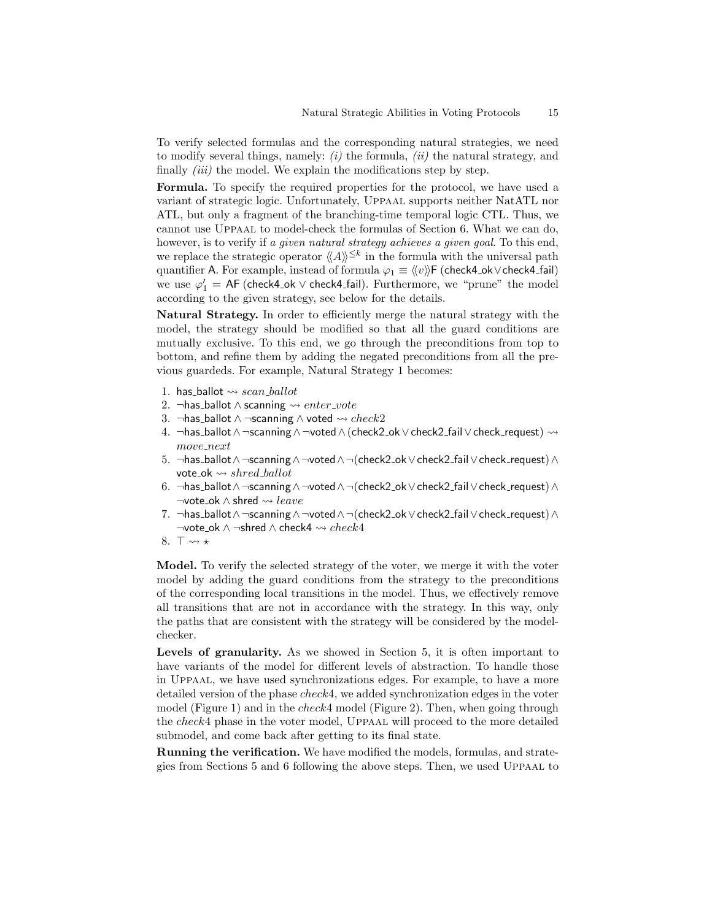To verify selected formulas and the corresponding natural strategies, we need to modify several things, namely: *(i)* the formula, *(ii)* the natural strategy, and finally *(iii)* the model. We explain the modifications step by step.

**Formula.** To specify the required properties for the protocol, we have used a variant of strategic logic. Unfortunately, UPPAAL supports neither NatATL nor ATL, but only a fragment of the branching-time temporal logic CTL. Thus, we cannot use UPPAAL to model-check the formulas of Section 6. What we can do, however, is to verify if *a given natural strategy achieves a given goal*. To this end, we replace the strategic operator $\langle\!\langle A \rangle\!\rangle^{\leq k}$ in the formula with the universal path quantifier $\mathsf{A}$. For example, instead of formula $\varphi_1 \equiv \langle\!\langle v \rangle\!\rangle \mathsf{F}\,(\mathsf{check4\_ok} \lor \mathsf{check4\_fail})$ we use $\varphi_1' = \mathsf{AF}\,(\mathsf{check4\_ok} \lor \mathsf{check4\_fail})$. Furthermore, we "prune" the model according to the given strategy, see below for the details.

**Natural Strategy.** In order to efficiently merge the natural strategy with the model, the strategy should be modified so that all the guard conditions are mutually exclusive. To this end, we go through the preconditions from top to bottom, and refine them by adding the negated preconditions from all the previous guardeds. For example, Natural Strategy 1 becomes:

1. $\mathsf{has\_ballot} \rightsquigarrow \mathit{scan\_ballot}$
2. $\neg\mathsf{has\_ballot} \land \mathsf{scanning} \rightsquigarrow \mathit{enter\_vote}$
3. $\neg\mathsf{has\_ballot} \land \neg\mathsf{scanning} \land \mathsf{voted} \rightsquigarrow \mathit{check2}$
4. $\neg\mathsf{has\_ballot} \land \neg\mathsf{scanning} \land \neg\mathsf{voted} \land (\mathsf{check2\_ok} \lor \mathsf{check2\_fail} \lor \mathsf{check\_request}) \rightsquigarrow \mathit{move\_next}$
5. $\neg\mathsf{has\_ballot} \land \neg\mathsf{scanning} \land \neg\mathsf{voted} \land \neg(\mathsf{check2\_ok} \lor \mathsf{check2\_fail} \lor \mathsf{check\_request}) \land \mathsf{vote\_ok} \rightsquigarrow \mathit{shred\_ballot}$
6. $\neg\mathsf{has\_ballot} \land \neg\mathsf{scanning} \land \neg\mathsf{voted} \land \neg(\mathsf{check2\_ok} \lor \mathsf{check2\_fail} \lor \mathsf{check\_request}) \land \neg\mathsf{vote\_ok} \land \mathsf{shred} \rightsquigarrow \mathit{leave}$
7. $\neg\mathsf{has\_ballot} \land \neg\mathsf{scanning} \land \neg\mathsf{voted} \land \neg(\mathsf{check2\_ok} \lor \mathsf{check2\_fail} \lor \mathsf{check\_request}) \land \neg\mathsf{vote\_ok} \land \neg\mathsf{shred} \land \mathsf{check4} \rightsquigarrow \mathit{check4}$
8. $\top \rightsquigarrow \star$

**Model.** To verify the selected strategy of the voter, we merge it with the voter model by adding the guard conditions from the strategy to the preconditions of the corresponding local transitions in the model. Thus, we effectively remove all transitions that are not in accordance with the strategy. In this way, only the paths that are consistent with the strategy will be considered by the model-checker.

**Levels of granularity.** As we showed in Section 5, it is often important to have variants of the model for different levels of abstraction. To handle those in UPPAAL, we have used synchronizations edges. For example, to have a more detailed version of the phase *check*4, we added synchronization edges in the voter model (Figure 1) and in the *check*4 model (Figure 2). Then, when going through the *check*4 phase in the voter model, UPPAAL will proceed to the more detailed submodel, and come back after getting to its final state.

**Running the verification.** We have modified the models, formulas, and strategies from Sections 5 and 6 following the above steps. Then, we used UPPAAL to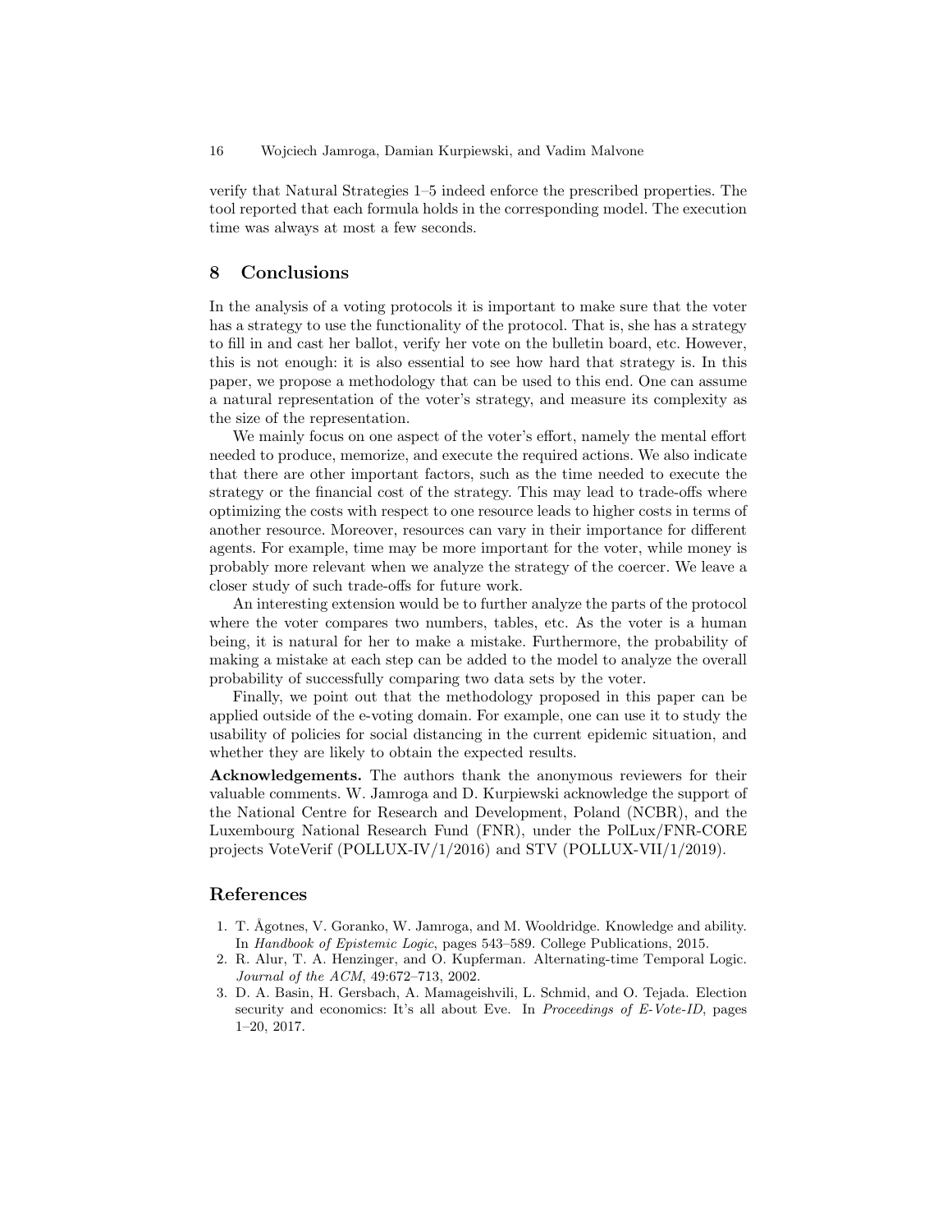verify that Natural Strategies 1–5 indeed enforce the prescribed properties. The tool reported that each formula holds in the corresponding model. The execution time was always at most a few seconds.

## 8 Conclusions

In the analysis of a voting protocols it is important to make sure that the voter has a strategy to use the functionality of the protocol. That is, she has a strategy to fill in and cast her ballot, verify her vote on the bulletin board, etc. However, this is not enough: it is also essential to see how hard that strategy is. In this paper, we propose a methodology that can be used to this end. One can assume a natural representation of the voter's strategy, and measure its complexity as the size of the representation.

We mainly focus on one aspect of the voter's effort, namely the mental effort needed to produce, memorize, and execute the required actions. We also indicate that there are other important factors, such as the time needed to execute the strategy or the financial cost of the strategy. This may lead to trade-offs where optimizing the costs with respect to one resource leads to higher costs in terms of another resource. Moreover, resources can vary in their importance for different agents. For example, time may be more important for the voter, while money is probably more relevant when we analyze the strategy of the coercer. We leave a closer study of such trade-offs for future work.

An interesting extension would be to further analyze the parts of the protocol where the voter compares two numbers, tables, etc. As the voter is a human being, it is natural for her to make a mistake. Furthermore, the probability of making a mistake at each step can be added to the model to analyze the overall probability of successfully comparing two data sets by the voter.

Finally, we point out that the methodology proposed in this paper can be applied outside of the e-voting domain. For example, one can use it to study the usability of policies for social distancing in the current epidemic situation, and whether they are likely to obtain the expected results.

**Acknowledgements.** The authors thank the anonymous reviewers for their valuable comments. W. Jamroga and D. Kurpiewski acknowledge the support of the National Centre for Research and Development, Poland (NCBR), and the Luxembourg National Research Fund (FNR), under the PolLux/FNR-CORE projects VoteVerif (POLLUX-IV/1/2016) and STV (POLLUX-VII/1/2019).

## References

1. T. Ågotnes, V. Goranko, W. Jamroga, and M. Wooldridge. Knowledge and ability. In *Handbook of Epistemic Logic*, pages 543–589. College Publications, 2015.
2. R. Alur, T. A. Henzinger, and O. Kupferman. Alternating-time Temporal Logic. *Journal of the ACM*, 49:672–713, 2002.
3. D. A. Basin, H. Gersbach, A. Mamageishvili, L. Schmid, and O. Tejada. Election security and economics: It's all about Eve. In *Proceedings of E-Vote-ID*, pages 1–20, 2017.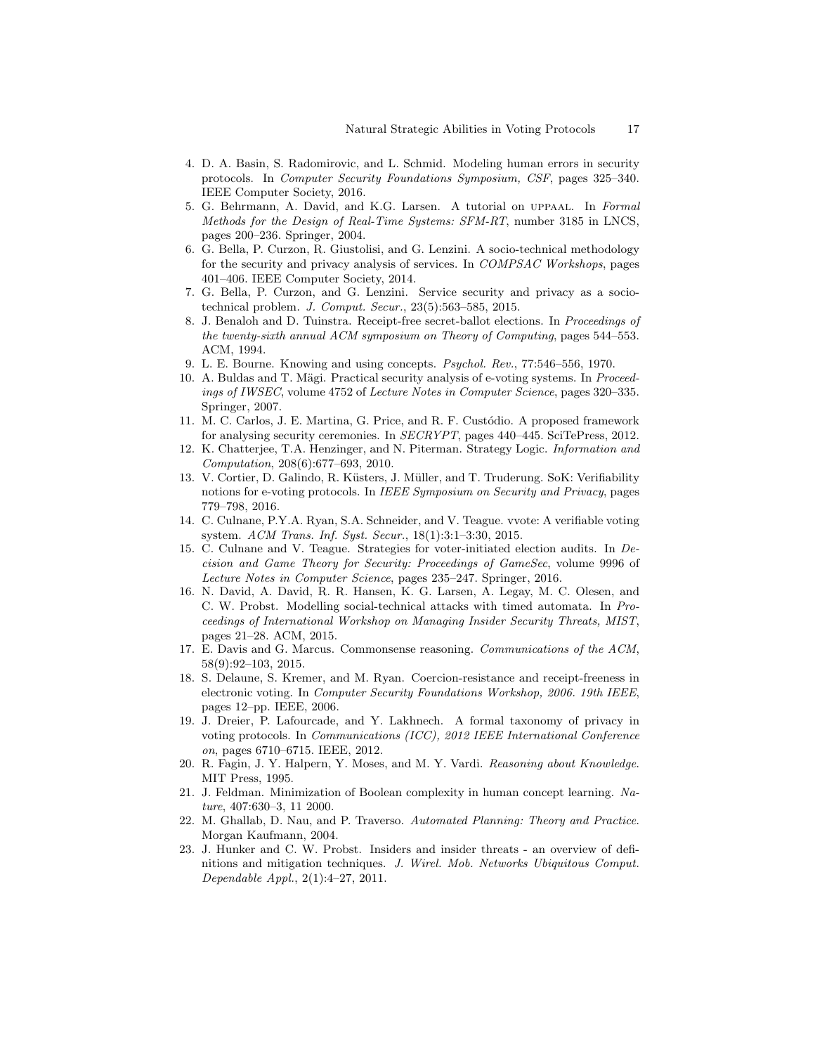4. D. A. Basin, S. Radomirovic, and L. Schmid. Modeling human errors in security protocols. In *Computer Security Foundations Symposium, CSF*, pages 325–340. IEEE Computer Society, 2016.
5. G. Behrmann, A. David, and K.G. Larsen. A tutorial on UPPAAL. In *Formal Methods for the Design of Real-Time Systems: SFM-RT*, number 3185 in LNCS, pages 200–236. Springer, 2004.
6. G. Bella, P. Curzon, R. Giustolisi, and G. Lenzini. A socio-technical methodology for the security and privacy analysis of services. In *COMPSAC Workshops*, pages 401–406. IEEE Computer Society, 2014.
7. G. Bella, P. Curzon, and G. Lenzini. Service security and privacy as a socio-technical problem. *J. Comput. Secur.*, 23(5):563–585, 2015.
8. J. Benaloh and D. Tuinstra. Receipt-free secret-ballot elections. In *Proceedings of the twenty-sixth annual ACM symposium on Theory of Computing*, pages 544–553. ACM, 1994.
9. L. E. Bourne. Knowing and using concepts. *Psychol. Rev.*, 77:546–556, 1970.
10. A. Buldas and T. Mägi. Practical security analysis of e-voting systems. In *Proceedings of IWSEC*, volume 4752 of *Lecture Notes in Computer Science*, pages 320–335. Springer, 2007.
11. M. C. Carlos, J. E. Martina, G. Price, and R. F. Custódio. A proposed framework for analysing security ceremonies. In *SECRYPT*, pages 440–445. SciTePress, 2012.
12. K. Chatterjee, T.A. Henzinger, and N. Piterman. Strategy Logic. *Information and Computation*, 208(6):677–693, 2010.
13. V. Cortier, D. Galindo, R. Küsters, J. Müller, and T. Truderung. SoK: Verifiability notions for e-voting protocols. In *IEEE Symposium on Security and Privacy*, pages 779–798, 2016.
14. C. Culnane, P.Y.A. Ryan, S.A. Schneider, and V. Teague. vvote: A verifiable voting system. *ACM Trans. Inf. Syst. Secur.*, 18(1):3:1–3:30, 2015.
15. C. Culnane and V. Teague. Strategies for voter-initiated election audits. In *Decision and Game Theory for Security: Proceedings of GameSec*, volume 9996 of *Lecture Notes in Computer Science*, pages 235–247. Springer, 2016.
16. N. David, A. David, R. R. Hansen, K. G. Larsen, A. Legay, M. C. Olesen, and C. W. Probst. Modelling social-technical attacks with timed automata. In *Proceedings of International Workshop on Managing Insider Security Threats, MIST*, pages 21–28. ACM, 2015.
17. E. Davis and G. Marcus. Commonsense reasoning. *Communications of the ACM*, 58(9):92–103, 2015.
18. S. Delaune, S. Kremer, and M. Ryan. Coercion-resistance and receipt-freeness in electronic voting. In *Computer Security Foundations Workshop, 2006. 19th IEEE*, pages 12–pp. IEEE, 2006.
19. J. Dreier, P. Lafourcade, and Y. Lakhnech. A formal taxonomy of privacy in voting protocols. In *Communications (ICC), 2012 IEEE International Conference on*, pages 6710–6715. IEEE, 2012.
20. R. Fagin, J. Y. Halpern, Y. Moses, and M. Y. Vardi. *Reasoning about Knowledge.* MIT Press, 1995.
21. J. Feldman. Minimization of Boolean complexity in human concept learning. *Nature*, 407:630–3, 11 2000.
22. M. Ghallab, D. Nau, and P. Traverso. *Automated Planning: Theory and Practice.* Morgan Kaufmann, 2004.
23. J. Hunker and C. W. Probst. Insiders and insider threats - an overview of definitions and mitigation techniques. *J. Wirel. Mob. Networks Ubiquitous Comput. Dependable Appl.*, 2(1):4–27, 2011.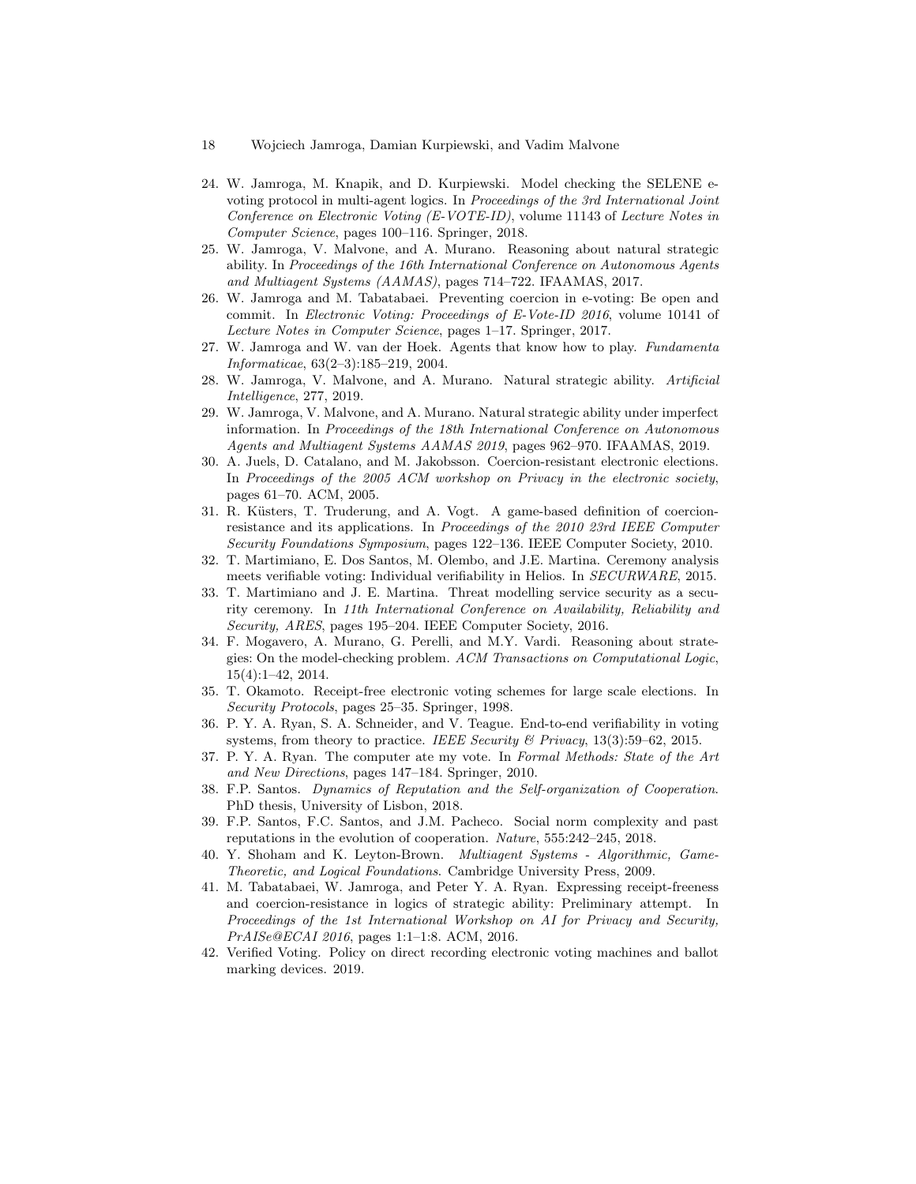24. W. Jamroga, M. Knapik, and D. Kurpiewski. Model checking the SELENE e-voting protocol in multi-agent logics. In *Proceedings of the 3rd International Joint Conference on Electronic Voting (E-VOTE-ID)*, volume 11143 of *Lecture Notes in Computer Science*, pages 100–116. Springer, 2018.
25. W. Jamroga, V. Malvone, and A. Murano. Reasoning about natural strategic ability. In *Proceedings of the 16th International Conference on Autonomous Agents and Multiagent Systems (AAMAS)*, pages 714–722. IFAAMAS, 2017.
26. W. Jamroga and M. Tabatabaei. Preventing coercion in e-voting: Be open and commit. In *Electronic Voting: Proceedings of E-Vote-ID 2016*, volume 10141 of *Lecture Notes in Computer Science*, pages 1–17. Springer, 2017.
27. W. Jamroga and W. van der Hoek. Agents that know how to play. *Fundamenta Informaticae*, 63(2–3):185–219, 2004.
28. W. Jamroga, V. Malvone, and A. Murano. Natural strategic ability. *Artificial Intelligence*, 277, 2019.
29. W. Jamroga, V. Malvone, and A. Murano. Natural strategic ability under imperfect information. In *Proceedings of the 18th International Conference on Autonomous Agents and Multiagent Systems AAMAS 2019*, pages 962–970. IFAAMAS, 2019.
30. A. Juels, D. Catalano, and M. Jakobsson. Coercion-resistant electronic elections. In *Proceedings of the 2005 ACM workshop on Privacy in the electronic society*, pages 61–70. ACM, 2005.
31. R. Küsters, T. Truderung, and A. Vogt. A game-based definition of coercion-resistance and its applications. In *Proceedings of the 2010 23rd IEEE Computer Security Foundations Symposium*, pages 122–136. IEEE Computer Society, 2010.
32. T. Martimiano, E. Dos Santos, M. Olembo, and J.E. Martina. Ceremony analysis meets verifiable voting: Individual verifiability in Helios. In *SECURWARE*, 2015.
33. T. Martimiano and J. E. Martina. Threat modelling service security as a security ceremony. In *11th International Conference on Availability, Reliability and Security, ARES*, pages 195–204. IEEE Computer Society, 2016.
34. F. Mogavero, A. Murano, G. Perelli, and M.Y. Vardi. Reasoning about strategies: On the model-checking problem. *ACM Transactions on Computational Logic*, 15(4):1–42, 2014.
35. T. Okamoto. Receipt-free electronic voting schemes for large scale elections. In *Security Protocols*, pages 25–35. Springer, 1998.
36. P. Y. A. Ryan, S. A. Schneider, and V. Teague. End-to-end verifiability in voting systems, from theory to practice. *IEEE Security & Privacy*, 13(3):59–62, 2015.
37. P. Y. A. Ryan. The computer ate my vote. In *Formal Methods: State of the Art and New Directions*, pages 147–184. Springer, 2010.
38. F.P. Santos. *Dynamics of Reputation and the Self-organization of Cooperation*. PhD thesis, University of Lisbon, 2018.
39. F.P. Santos, F.C. Santos, and J.M. Pacheco. Social norm complexity and past reputations in the evolution of cooperation. *Nature*, 555:242–245, 2018.
40. Y. Shoham and K. Leyton-Brown. *Multiagent Systems - Algorithmic, Game-Theoretic, and Logical Foundations*. Cambridge University Press, 2009.
41. M. Tabatabaei, W. Jamroga, and Peter Y. A. Ryan. Expressing receipt-freeness and coercion-resistance in logics of strategic ability: Preliminary attempt. In *Proceedings of the 1st International Workshop on AI for Privacy and Security, PrAISe@ECAI 2016*, pages 1:1–1:8. ACM, 2016.
42. Verified Voting. Policy on direct recording electronic voting machines and ballot marking devices. 2019.